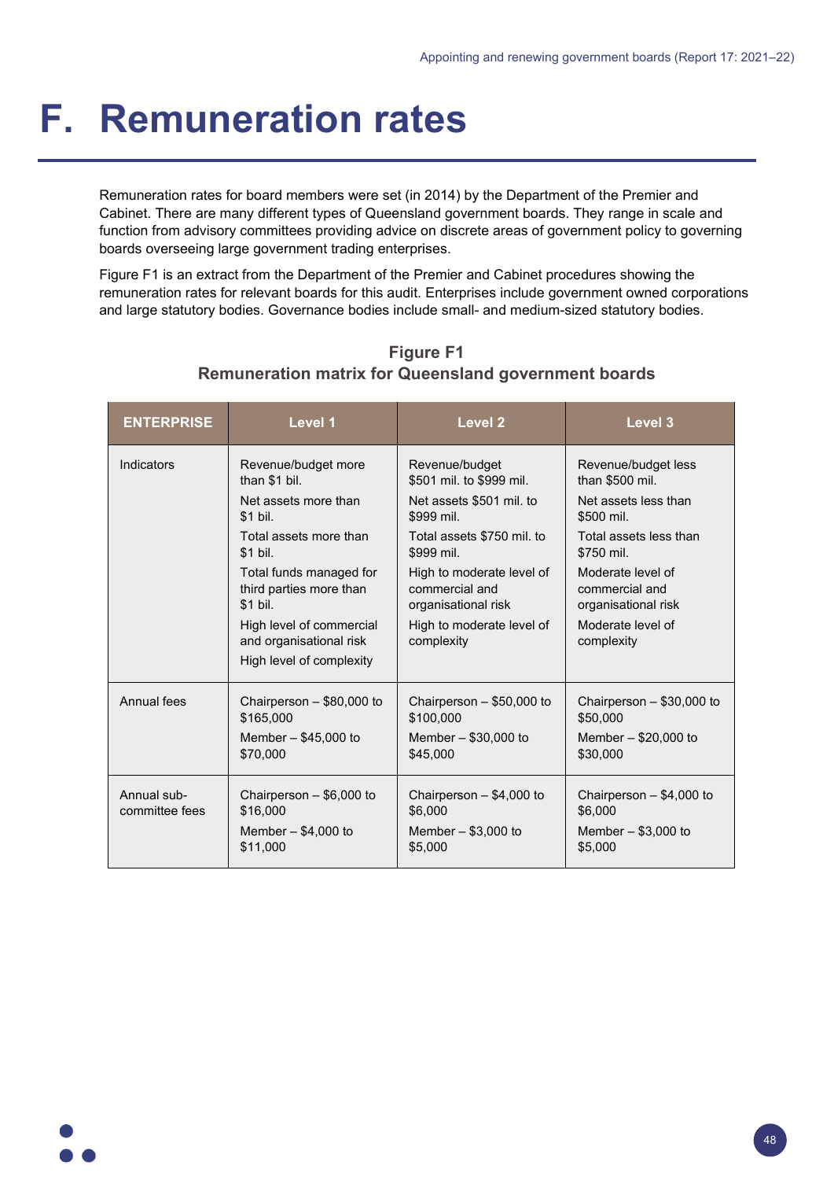# F. Remuneration rates

Remuneration rates for board members were set (in 2014) by the Department of the Premier and Cabinet. There are many different types of Queensland government boards. They range in scale and function from advisory committees providing advice on discrete areas of government policy to governing boards overseeing large government trading enterprises.

Figure F1 is an extract from the Department of the Premier and Cabinet procedures showing the remuneration rates for relevant boards for this audit. Enterprises include government owned corporations and large statutory bodies. Governance bodies include small- and medium-sized statutory bodies.

**Figure F1**
**Remuneration matrix for Queensland government boards**

| ENTERPRISE | Level 1 | Level 2 | Level 3 |
|---|---|---|---|
| Indicators | Revenue/budget more than $1 bil.<br>Net assets more than $1 bil.<br>Total assets more than $1 bil.<br>Total funds managed for third parties more than $1 bil.<br>High level of commercial and organisational risk<br>High level of complexity | Revenue/budget $501 mil. to $999 mil.<br>Net assets $501 mil. to $999 mil.<br>Total assets $750 mil. to $999 mil.<br>High to moderate level of commercial and organisational risk<br>High to moderate level of complexity | Revenue/budget less than $500 mil.<br>Net assets less than $500 mil.<br>Total assets less than $750 mil.<br>Moderate level of commercial and organisational risk<br>Moderate level of complexity |
| Annual fees | Chairperson – $80,000 to $165,000<br>Member – $45,000 to $70,000 | Chairperson – $50,000 to $100,000<br>Member – $30,000 to $45,000 | Chairperson – $30,000 to $50,000<br>Member – $20,000 to $30,000 |
| Annual sub-committee fees | Chairperson – $6,000 to $16,000<br>Member – $4,000 to $11,000 | Chairperson – $4,000 to $6,000<br>Member – $3,000 to $5,000 | Chairperson – $4,000 to $6,000<br>Member – $3,000 to $5,000 |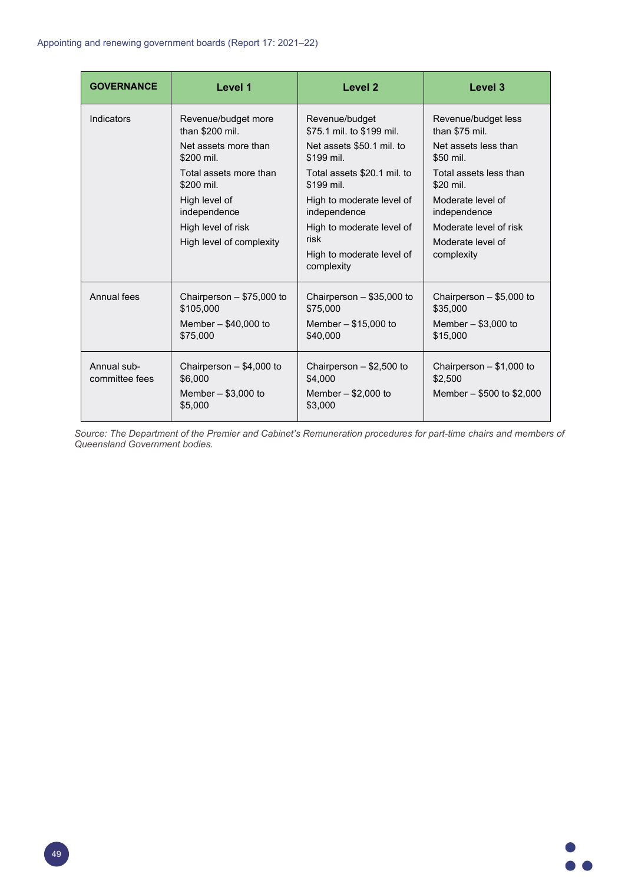| GOVERNANCE | Level 1 | Level 2 | Level 3 |
| --- | --- | --- | --- |
| Indicators | Revenue/budget more than $200 mil.<br>Net assets more than $200 mil.<br>Total assets more than $200 mil.<br>High level of independence<br>High level of risk<br>High level of complexity | Revenue/budget $75.1 mil. to $199 mil.<br>Net assets $50.1 mil. to $199 mil.<br>Total assets $20.1 mil. to $199 mil.<br>High to moderate level of independence<br>High to moderate level of risk<br>High to moderate level of complexity | Revenue/budget less than $75 mil.<br>Net assets less than $50 mil.<br>Total assets less than $20 mil.<br>Moderate level of independence<br>Moderate level of risk<br>Moderate level of complexity |
| Annual fees | Chairperson – $75,000 to $105,000<br>Member – $40,000 to $75,000 | Chairperson – $35,000 to $75,000<br>Member – $15,000 to $40,000 | Chairperson – $5,000 to $35,000<br>Member – $3,000 to $15,000 |
| Annual sub-committee fees | Chairperson – $4,000 to $6,000<br>Member – $3,000 to $5,000 | Chairperson – $2,500 to $4,000<br>Member – $2,000 to $3,000 | Chairperson – $1,000 to $2,500<br>Member – $500 to $2,000 |

*Source: The Department of the Premier and Cabinet's Remuneration procedures for part-time chairs and members of Queensland Government bodies.*